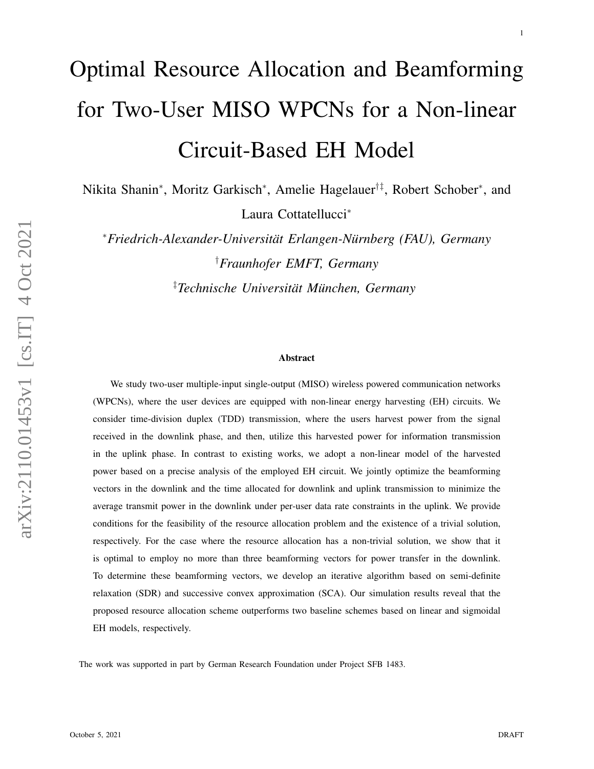# Optimal Resource Allocation and Beamforming for Two-User MISO WPCNs for a Non-linear Circuit-Based EH Model

Nikita Shanin[*], Moritz Garkisch[*], Amelie Hagelauer[†‡], Robert Schober[*], and Laura Cottatellucci[*]

[*]*Friedrich-Alexander-Universität Erlangen-Nürnberg (FAU), Germany*

[†]*Fraunhofer EMFT, Germany*

[‡]*Technische Universität München, Germany*

**Abstract**

We study two-user multiple-input single-output (MISO) wireless powered communication networks (WPCNs), where the user devices are equipped with non-linear energy harvesting (EH) circuits. We consider time-division duplex (TDD) transmission, where the users harvest power from the signal received in the downlink phase, and then, utilize this harvested power for information transmission in the uplink phase. In contrast to existing works, we adopt a non-linear model of the harvested power based on a precise analysis of the employed EH circuit. We jointly optimize the beamforming vectors in the downlink and the time allocated for downlink and uplink transmission to minimize the average transmit power in the downlink under per-user data rate constraints in the uplink. We provide conditions for the feasibility of the resource allocation problem and the existence of a trivial solution, respectively. For the case where the resource allocation has a non-trivial solution, we show that it is optimal to employ no more than three beamforming vectors for power transfer in the downlink. To determine these beamforming vectors, we develop an iterative algorithm based on semi-definite relaxation (SDR) and successive convex approximation (SCA). Our simulation results reveal that the proposed resource allocation scheme outperforms two baseline schemes based on linear and sigmoidal EH models, respectively.

The work was supported in part by German Research Foundation under Project SFB 1483.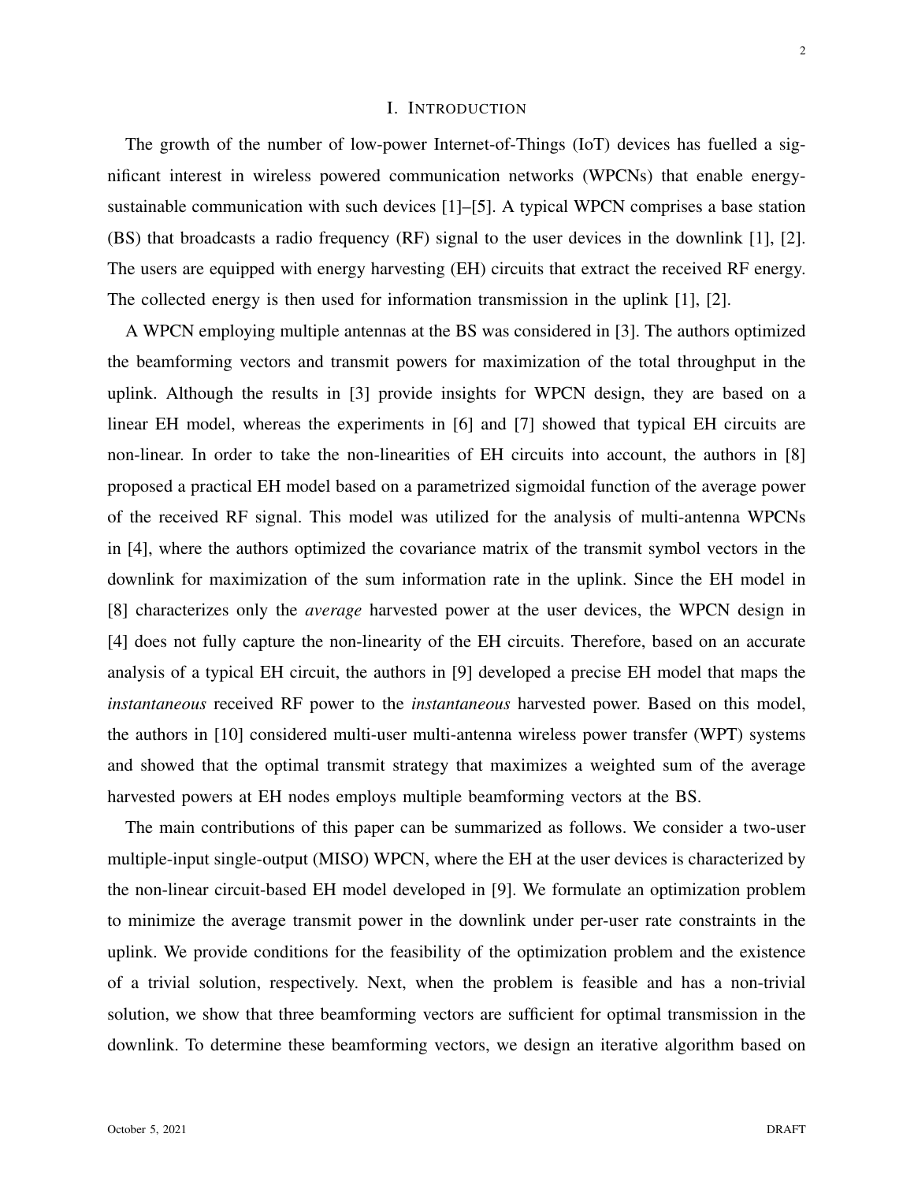# I. INTRODUCTION

The growth of the number of low-power Internet-of-Things (IoT) devices has fuelled a significant interest in wireless powered communication networks (WPCNs) that enable energy-sustainable communication with such devices [1]–[5]. A typical WPCN comprises a base station (BS) that broadcasts a radio frequency (RF) signal to the user devices in the downlink [1], [2]. The users are equipped with energy harvesting (EH) circuits that extract the received RF energy. The collected energy is then used for information transmission in the uplink [1], [2].

A WPCN employing multiple antennas at the BS was considered in [3]. The authors optimized the beamforming vectors and transmit powers for maximization of the total throughput in the uplink. Although the results in [3] provide insights for WPCN design, they are based on a linear EH model, whereas the experiments in [6] and [7] showed that typical EH circuits are non-linear. In order to take the non-linearities of EH circuits into account, the authors in [8] proposed a practical EH model based on a parametrized sigmoidal function of the average power of the received RF signal. This model was utilized for the analysis of multi-antenna WPCNs in [4], where the authors optimized the covariance matrix of the transmit symbol vectors in the downlink for maximization of the sum information rate in the uplink. Since the EH model in [8] characterizes only the *average* harvested power at the user devices, the WPCN design in [4] does not fully capture the non-linearity of the EH circuits. Therefore, based on an accurate analysis of a typical EH circuit, the authors in [9] developed a precise EH model that maps the *instantaneous* received RF power to the *instantaneous* harvested power. Based on this model, the authors in [10] considered multi-user multi-antenna wireless power transfer (WPT) systems and showed that the optimal transmit strategy that maximizes a weighted sum of the average harvested powers at EH nodes employs multiple beamforming vectors at the BS.

The main contributions of this paper can be summarized as follows. We consider a two-user multiple-input single-output (MISO) WPCN, where the EH at the user devices is characterized by the non-linear circuit-based EH model developed in [9]. We formulate an optimization problem to minimize the average transmit power in the downlink under per-user rate constraints in the uplink. We provide conditions for the feasibility of the optimization problem and the existence of a trivial solution, respectively. Next, when the problem is feasible and has a non-trivial solution, we show that three beamforming vectors are sufficient for optimal transmission in the downlink. To determine these beamforming vectors, we design an iterative algorithm based on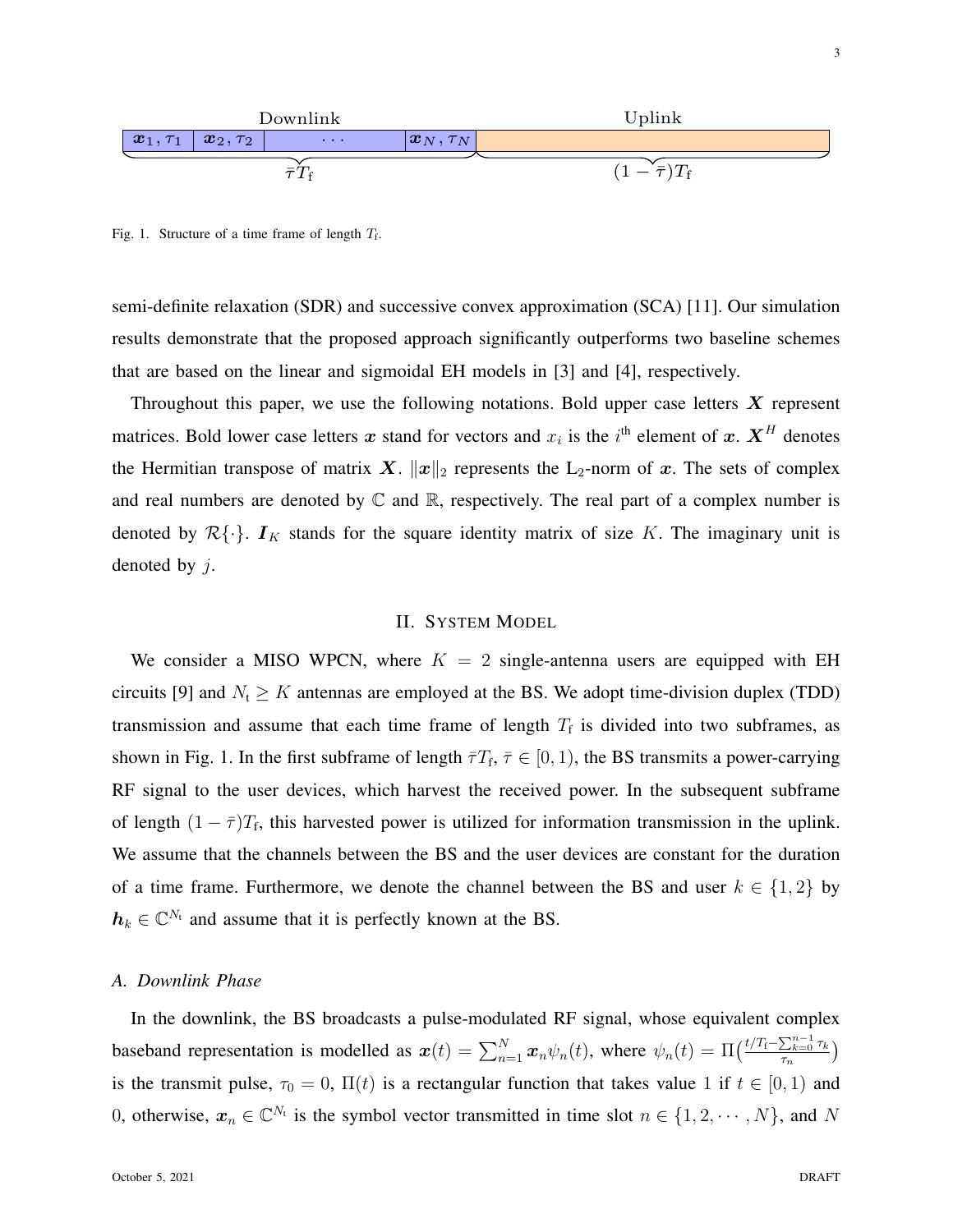Downlink | Uplink

$\boldsymbol{x}_1, \tau_1$ | $\boldsymbol{x}_2, \tau_2$ | $\cdots$ | $\boldsymbol{x}_N, \tau_N$

$\bar{\tau}T_\text{f}$ | $(1-\bar{\tau})T_\text{f}$

Fig. 1. Structure of a time frame of length $T_\text{f}$.

semi-definite relaxation (SDR) and successive convex approximation (SCA) [11]. Our simulation results demonstrate that the proposed approach significantly outperforms two baseline schemes that are based on the linear and sigmoidal EH models in [3] and [4], respectively.

Throughout this paper, we use the following notations. Bold upper case letters $\boldsymbol{X}$ represent matrices. Bold lower case letters $\boldsymbol{x}$ stand for vectors and $x_i$ is the $i^\text{th}$ element of $\boldsymbol{x}$. $\boldsymbol{X}^H$ denotes the Hermitian transpose of matrix $\boldsymbol{X}$. $\|\boldsymbol{x}\|_2$ represents the $\text{L}_2$-norm of $\boldsymbol{x}$. The sets of complex and real numbers are denoted by $\mathbb{C}$ and $\mathbb{R}$, respectively. The real part of a complex number is denoted by $\mathcal{R}\{\cdot\}$. $\boldsymbol{I}_K$ stands for the square identity matrix of size $K$. The imaginary unit is denoted by $j$.

## II. System Model

We consider a MISO WPCN, where $K = 2$ single-antenna users are equipped with EH circuits [9] and $N_\text{t} \geq K$ antennas are employed at the BS. We adopt time-division duplex (TDD) transmission and assume that each time frame of length $T_\text{f}$ is divided into two subframes, as shown in Fig. 1. In the first subframe of length $\bar{\tau}T_\text{f}$, $\bar{\tau} \in [0, 1)$, the BS transmits a power-carrying RF signal to the user devices, which harvest the received power. In the subsequent subframe of length $(1-\bar{\tau})T_\text{f}$, this harvested power is utilized for information transmission in the uplink. We assume that the channels between the BS and the user devices are constant for the duration of a time frame. Furthermore, we denote the channel between the BS and user $k \in \{1, 2\}$ by $\boldsymbol{h}_k \in \mathbb{C}^{N_\text{t}}$ and assume that it is perfectly known at the BS.

### A. Downlink Phase

In the downlink, the BS broadcasts a pulse-modulated RF signal, whose equivalent complex baseband representation is modelled as $\boldsymbol{x}(t) = \sum_{n=1}^{N} \boldsymbol{x}_n \psi_n(t)$, where $\psi_n(t) = \Pi\big(\frac{t/T_\text{f} - \sum_{k=0}^{n-1} \tau_k}{\tau_n}\big)$ is the transmit pulse, $\tau_0 = 0$, $\Pi(t)$ is a rectangular function that takes value $1$ if $t \in [0, 1)$ and $0$, otherwise, $\boldsymbol{x}_n \in \mathbb{C}^{N_\text{t}}$ is the symbol vector transmitted in time slot $n \in \{1, 2, \cdots, N\}$, and $N$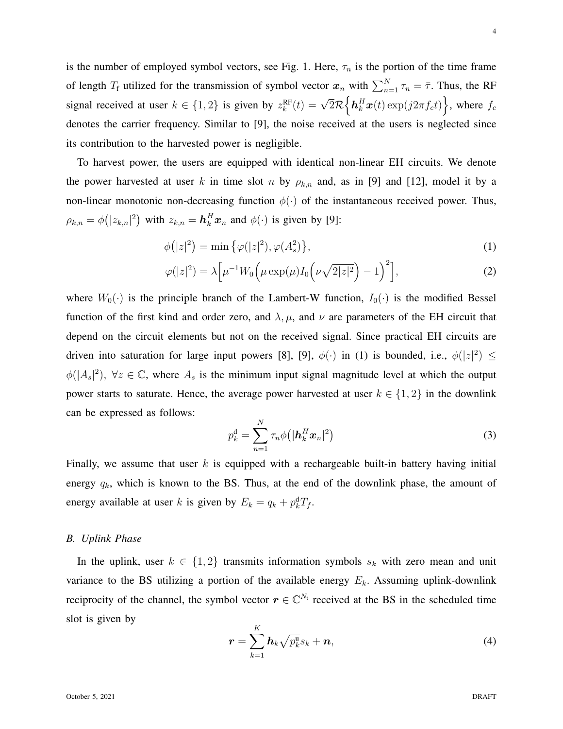is the number of employed symbol vectors, see Fig. 1. Here, $\tau_n$ is the portion of the time frame of length $T_\mathrm{f}$ utilized for the transmission of symbol vector $\boldsymbol{x}_n$ with $\sum_{n=1}^{N} \tau_n = \bar{\tau}$. Thus, the RF signal received at user $k \in \{1, 2\}$ is given by $z_k^{\mathrm{RF}}(t) = \sqrt{2}\mathcal{R}\Big\{\boldsymbol{h}_k^H \boldsymbol{x}(t) \exp(j2\pi f_c t)\Big\}$, where $f_c$ denotes the carrier frequency. Similar to [9], the noise received at the users is neglected since its contribution to the harvested power is negligible.

To harvest power, the users are equipped with identical non-linear EH circuits. We denote the power harvested at user $k$ in time slot $n$ by $\rho_{k,n}$ and, as in [9] and [12], model it by a non-linear monotonic non-decreasing function $\phi(\cdot)$ of the instantaneous received power. Thus, $\rho_{k,n} = \phi\big(|z_{k,n}|^2\big)$ with $z_{k,n} = \boldsymbol{h}_k^H \boldsymbol{x}_n$ and $\phi(\cdot)$ is given by [9]:

$$\phi\big(|z|^2\big) = \min\big\{\varphi(|z|^2), \varphi(A_s^2)\big\}, \tag{1}$$

$$\varphi(|z|^2) = \lambda\Big[\mu^{-1} W_0\Big(\mu \exp(\mu) I_0\Big(\nu\sqrt{2|z|^2}\Big) - 1\Big)^2\Big], \tag{2}$$

where $W_0(\cdot)$ is the principle branch of the Lambert-W function, $I_0(\cdot)$ is the modified Bessel function of the first kind and order zero, and $\lambda, \mu$, and $\nu$ are parameters of the EH circuit that depend on the circuit elements but not on the received signal. Since practical EH circuits are driven into saturation for large input powers [8], [9], $\phi(\cdot)$ in (1) is bounded, i.e., $\phi(|z|^2) \leq \phi(|A_s|^2),\ \forall z \in \mathbb{C}$, where $A_s$ is the minimum input signal magnitude level at which the output power starts to saturate. Hence, the average power harvested at user $k \in \{1, 2\}$ in the downlink can be expressed as follows:

$$p_k^{\mathrm{d}} = \sum_{n=1}^{N} \tau_n \phi\big(|\boldsymbol{h}_k^H \boldsymbol{x}_n|^2\big) \tag{3}$$

Finally, we assume that user $k$ is equipped with a rechargeable built-in battery having initial energy $q_k$, which is known to the BS. Thus, at the end of the downlink phase, the amount of energy available at user $k$ is given by $E_k = q_k + p_k^{\mathrm{d}} T_f$.

### B. Uplink Phase

In the uplink, user $k \in \{1, 2\}$ transmits information symbols $s_k$ with zero mean and unit variance to the BS utilizing a portion of the available energy $E_k$. Assuming uplink-downlink reciprocity of the channel, the symbol vector $\boldsymbol{r} \in \mathbb{C}^{N_\mathrm{t}}$ received at the BS in the scheduled time slot is given by

$$\boldsymbol{r} = \sum_{k=1}^{K} \boldsymbol{h}_k \sqrt{p_k^{\mathrm{u}}} s_k + \boldsymbol{n}, \tag{4}$$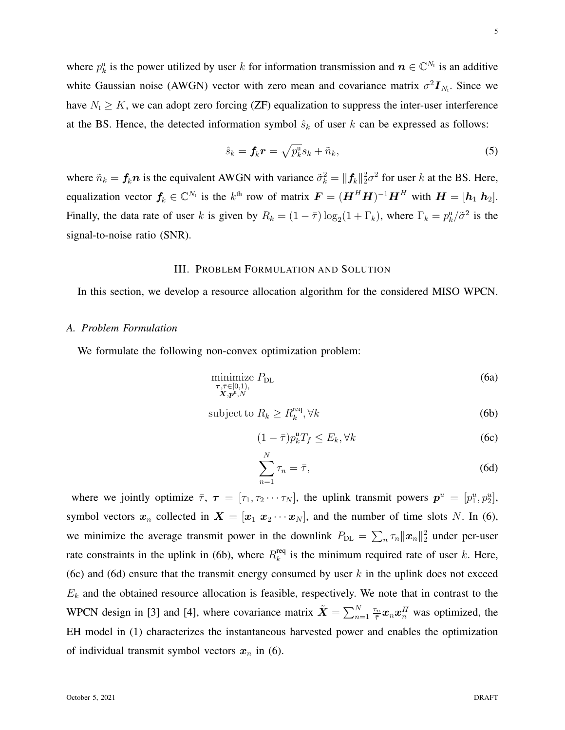where $p_k^{\mathrm{u}}$ is the power utilized by user $k$ for information transmission and $\boldsymbol{n} \in \mathbb{C}^{N_\mathrm{t}}$ is an additive white Gaussian noise (AWGN) vector with zero mean and covariance matrix $\sigma^2 \boldsymbol{I}_{N_\mathrm{t}}$. Since we have $N_\mathrm{t} \geq K$, we can adopt zero forcing (ZF) equalization to suppress the inter-user interference at the BS. Hence, the detected information symbol $\hat{s}_k$ of user $k$ can be expressed as follows:

$$\hat{s}_k = \boldsymbol{f}_k \boldsymbol{r} = \sqrt{p_k^{\mathrm{u}}} s_k + \tilde{n}_k, \tag{5}$$

where $\tilde{n}_k = \boldsymbol{f}_k \boldsymbol{n}$ is the equivalent AWGN with variance $\tilde{\sigma}_k^2 = \|\boldsymbol{f}_k\|_2^2 \sigma^2$ for user $k$ at the BS. Here, equalization vector $\boldsymbol{f}_k \in \mathbb{C}^{N_\mathrm{t}}$ is the $k^{\text{th}}$ row of matrix $\boldsymbol{F} = (\boldsymbol{H}^H \boldsymbol{H})^{-1} \boldsymbol{H}^H$ with $\boldsymbol{H} = [\boldsymbol{h}_1 \ \boldsymbol{h}_2]$. Finally, the data rate of user $k$ is given by $R_k = (1 - \bar{\tau}) \log_2(1 + \Gamma_k)$, where $\Gamma_k = p_k^{\mathrm{u}} / \tilde{\sigma}^2$ is the signal-to-noise ratio (SNR).

## III. Problem Formulation and Solution

In this section, we develop a resource allocation algorithm for the considered MISO WPCN.

### A. Problem Formulation

We formulate the following non-convex optimization problem:

$$\underset{\substack{\boldsymbol{\tau}, \bar{\tau} \in [0,1), \\ \boldsymbol{X}, \boldsymbol{p}^{\mathrm{u}}, N}}{\text{minimize}} \ P_{\mathrm{DL}} \tag{6a}$$

$$\text{subject to} \ R_k \geq R_k^{\mathrm{req}}, \forall k \tag{6b}$$

$$(1 - \bar{\tau}) p_k^{\mathrm{u}} T_f \leq E_k, \forall k \tag{6c}$$

$$\sum_{n=1}^{N} \tau_n = \bar{\tau}, \tag{6d}$$

where we jointly optimize $\bar{\tau}$, $\boldsymbol{\tau} = [\tau_1, \tau_2 \cdots \tau_N]$, the uplink transmit powers $\boldsymbol{p}^u = [p_1^u, p_2^u]$, symbol vectors $\boldsymbol{x}_n$ collected in $\boldsymbol{X} = [\boldsymbol{x}_1 \ \boldsymbol{x}_2 \cdots \boldsymbol{x}_N]$, and the number of time slots $N$. In (6), we minimize the average transmit power in the downlink $P_{\mathrm{DL}} = \sum_n \tau_n \|\boldsymbol{x}_n\|_2^2$ under per-user rate constraints in the uplink in (6b), where $R_k^{\mathrm{req}}$ is the minimum required rate of user $k$. Here, (6c) and (6d) ensure that the transmit energy consumed by user $k$ in the uplink does not exceed $E_k$ and the obtained resource allocation is feasible, respectively. We note that in contrast to the WPCN design in [3] and [4], where covariance matrix $\tilde{\boldsymbol{X}} = \sum_{n=1}^{N} \frac{\tau_n}{\bar{\tau}} \boldsymbol{x}_n \boldsymbol{x}_n^H$ was optimized, the EH model in (1) characterizes the instantaneous harvested power and enables the optimization of individual transmit symbol vectors $\boldsymbol{x}_n$ in (6).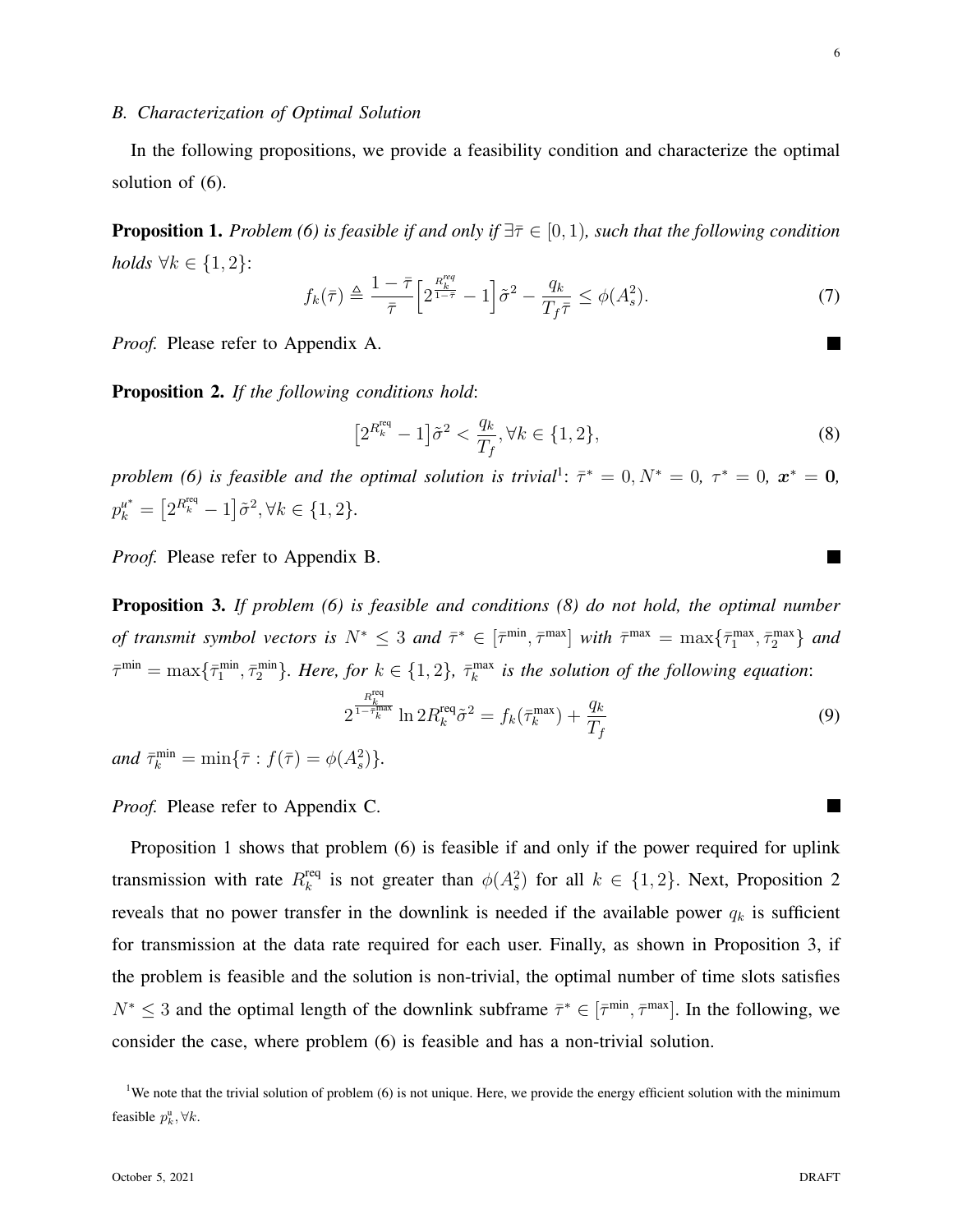### B. Characterization of Optimal Solution

In the following propositions, we provide a feasibility condition and characterize the optimal solution of (6).

**Proposition 1.** *Problem (6) is feasible if and only if* $\exists \bar{\tau} \in [0, 1)$*, such that the following condition holds* $\forall k \in \{1, 2\}$:

$$f_k(\bar{\tau}) \triangleq \frac{1-\bar{\tau}}{\bar{\tau}} \Big[ 2^{\frac{R_k^{req}}{1-\bar{\tau}}} - 1 \Big] \tilde{\sigma}^2 - \frac{q_k}{T_f \bar{\tau}} \leq \phi(A_s^2). \tag{7}$$

*Proof.* Please refer to Appendix A. ■

**Proposition 2.** *If the following conditions hold*:

$$\big[ 2^{R_k^{\text{req}}} - 1 \big] \tilde{\sigma}^2 < \frac{q_k}{T_f}, \forall k \in \{1, 2\}, \tag{8}$$

*problem (6) is feasible and the optimal solution is trivial*[1]: $\bar{\tau}^* = 0, N^* = 0,$ $\tau^* = 0,$ $\boldsymbol{x}^* = \mathbf{0},$ $p_k^{u^*} = \big[ 2^{R_k^{\text{req}}} - 1 \big] \tilde{\sigma}^2, \forall k \in \{1, 2\}$.

*Proof.* Please refer to Appendix B. ■

**Proposition 3.** *If problem (6) is feasible and conditions (8) do not hold, the optimal number of transmit symbol vectors is* $N^* \leq 3$ *and* $\bar{\tau}^* \in \big[ \bar{\tau}^{\min}, \bar{\tau}^{\max} \big]$ *with* $\bar{\tau}^{\max} = \max\{\bar{\tau}_1^{\max}, \bar{\tau}_2^{\max}\}$ *and* $\bar{\tau}^{\min} = \max\{\bar{\tau}_1^{\min}, \bar{\tau}_2^{\min}\}$*. Here, for* $k \in \{1, 2\}$*,* $\bar{\tau}_k^{\max}$ *is the solution of the following equation*:

$$2^{\frac{R_k^{\text{req}}}{1-\bar{\tau}_k^{\max}}} \ln 2 R_k^{\text{req}} \tilde{\sigma}^2 = f_k(\bar{\tau}_k^{\max}) + \frac{q_k}{T_f} \tag{9}$$

*and* $\bar{\tau}_k^{\min} = \min\{\bar{\tau} : f(\bar{\tau}) = \phi(A_s^2)\}$.

*Proof.* Please refer to Appendix C. ■

Proposition 1 shows that problem (6) is feasible if and only if the power required for uplink transmission with rate $R_k^{\text{req}}$ is not greater than $\phi(A_s^2)$ for all $k \in \{1, 2\}$. Next, Proposition 2 reveals that no power transfer in the downlink is needed if the available power $q_k$ is sufficient for transmission at the data rate required for each user. Finally, as shown in Proposition 3, if the problem is feasible and the solution is non-trivial, the optimal number of time slots satisfies $N^* \leq 3$ and the optimal length of the downlink subframe $\bar{\tau}^* \in [\bar{\tau}^{\min}, \bar{\tau}^{\max}]$. In the following, we consider the case, where problem (6) is feasible and has a non-trivial solution.

[1] We note that the trivial solution of problem (6) is not unique. Here, we provide the energy efficient solution with the minimum feasible $p_k^{\text{u}}, \forall k$.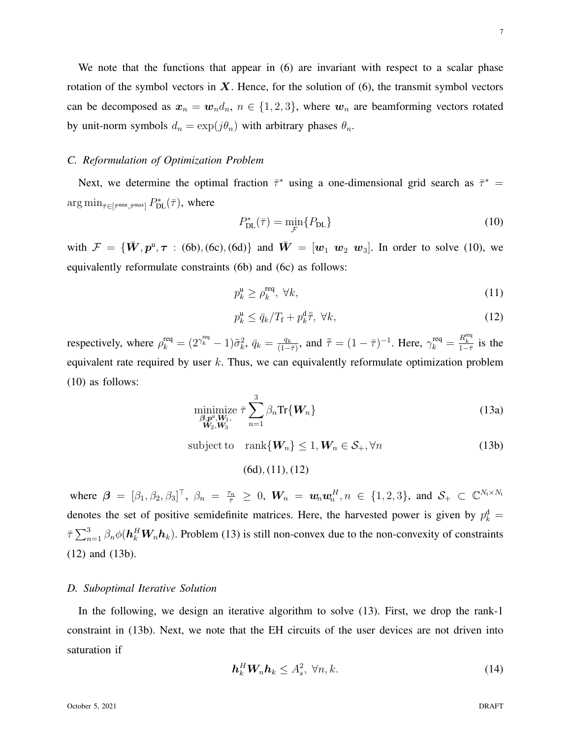We note that the functions that appear in (6) are invariant with respect to a scalar phase rotation of the symbol vectors in $\boldsymbol{X}$. Hence, for the solution of (6), the transmit symbol vectors can be decomposed as $\boldsymbol{x}_n = \boldsymbol{w}_n d_n,\ n \in \{1,2,3\}$, where $\boldsymbol{w}_n$ are beamforming vectors rotated by unit-norm symbols $d_n = \exp(j\theta_n)$ with arbitrary phases $\theta_n$.

### *C. Reformulation of Optimization Problem*

Next, we determine the optimal fraction $\bar{\tau}^*$ using a one-dimensional grid search as $\bar{\tau}^* = \arg\min_{\bar{\tau}\in[\bar{\tau}^{\min},\bar{\tau}^{\max}]} P_{\text{DL}}^*(\bar{\tau})$, where

$$P_{\text{DL}}^*(\bar{\tau}) = \min_{\mathcal{F}}\{P_{\text{DL}}\} \tag{10}$$

with $\mathcal{F} = \{\bar{\boldsymbol{W}}, \boldsymbol{p}^{\text{u}}, \boldsymbol{\tau} : \text{(6b)}, \text{(6c)}, \text{(6d)}\}$ and $\bar{\boldsymbol{W}} = [\boldsymbol{w}_1\ \boldsymbol{w}_2\ \boldsymbol{w}_3]$. In order to solve (10), we equivalently reformulate constraints (6b) and (6c) as follows:

$$p_k^{\text{u}} \geq \rho_k^{\text{req}},\ \forall k, \tag{11}$$

$$p_k^{\text{u}} \leq \bar{q}_k/T_{\text{f}} + p_k^{\text{d}}\bar{\bar{\tau}},\ \forall k, \tag{12}$$

respectively, where $\rho_k^{\text{req}} = (2^{\gamma_k^{\text{req}}} - 1)\tilde{\sigma}_k^2$, $\bar{q}_k = \frac{q_k}{(1-\bar{\tau})}$, and $\bar{\bar{\tau}} = (1-\bar{\tau})^{-1}$. Here, $\gamma_k^{\text{req}} = \frac{R_k^{\text{req}}}{1-\bar{\tau}}$ is the equivalent rate required by user $k$. Thus, we can equivalently reformulate optimization problem (10) as follows:

$$\underset{\substack{\boldsymbol{\beta},\boldsymbol{p}^{\text{u}},\boldsymbol{W}_1,\\ \boldsymbol{W}_2,\boldsymbol{W}_3}}{\text{minimize}}\ \bar{\tau}\sum_{n=1}^{3}\beta_n \text{Tr}\{\boldsymbol{W}_n\} \tag{13a}$$

$$\text{subject to}\quad \text{rank}\{\boldsymbol{W}_n\} \leq 1, \boldsymbol{W}_n \in \mathcal{S}_+, \forall n \tag{13b}$$

$$\text{(6d)}, \text{(11)}, \text{(12)}$$

where $\boldsymbol{\beta} = [\beta_1, \beta_2, \beta_3]^\top$, $\beta_n = \frac{\tau_n}{\bar{\tau}} \geq 0$, $\boldsymbol{W}_n = \boldsymbol{w}_n\boldsymbol{w}_n^H, n \in \{1,2,3\}$, and $\mathcal{S}_+ \subset \mathbb{C}^{N_{\text{t}}\times N_{\text{t}}}$ denotes the set of positive semidefinite matrices. Here, the harvested power is given by $p_k^{\text{d}} = \bar{\tau}\sum_{n=1}^{3}\beta_n\phi(\boldsymbol{h}_k^H\boldsymbol{W}_n\boldsymbol{h}_k)$. Problem (13) is still non-convex due to the non-convexity of constraints (12) and (13b).

### *D. Suboptimal Iterative Solution*

In the following, we design an iterative algorithm to solve (13). First, we drop the rank-1 constraint in (13b). Next, we note that the EH circuits of the user devices are not driven into saturation if

$$\boldsymbol{h}_k^H\boldsymbol{W}_n\boldsymbol{h}_k \leq A_s^2,\ \forall n, k. \tag{14}$$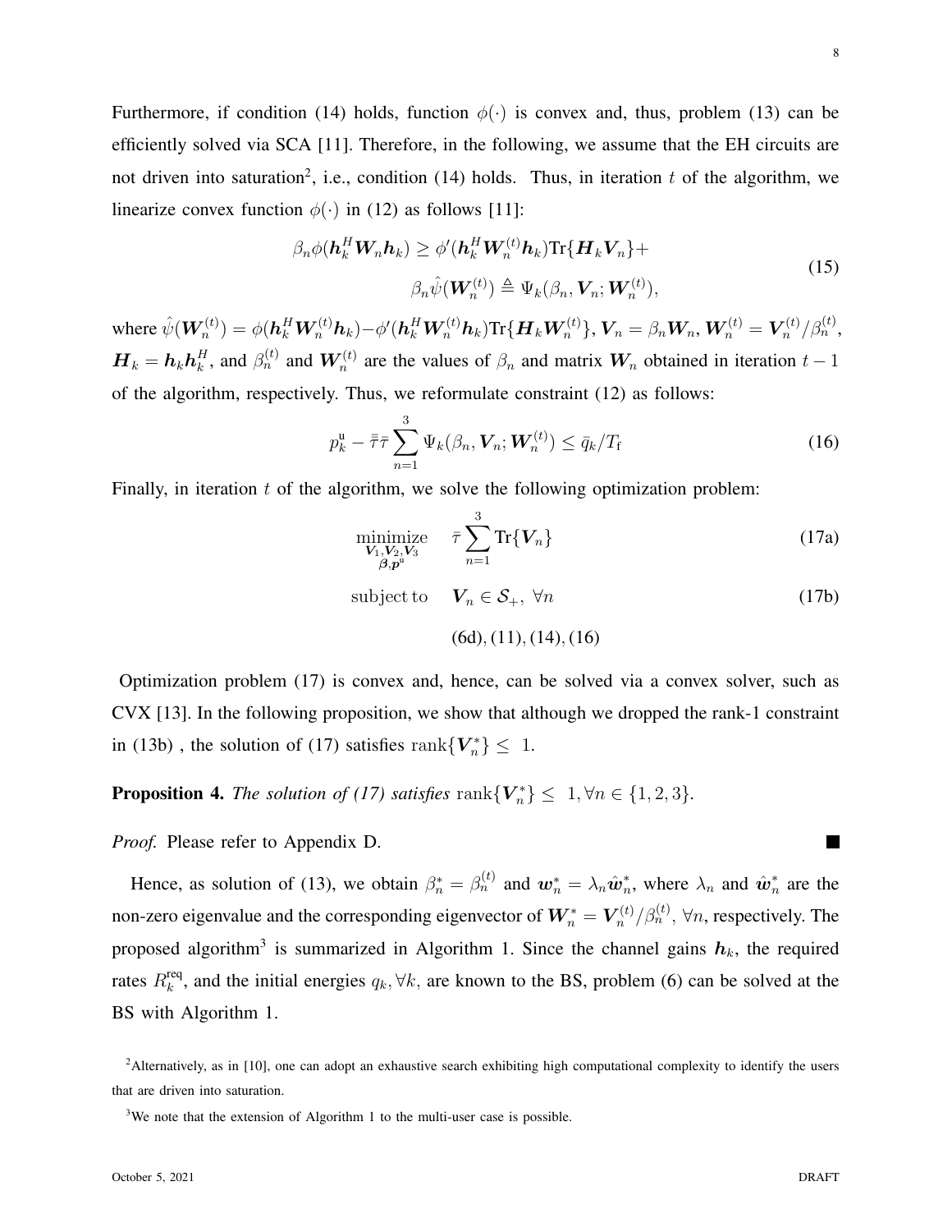Furthermore, if condition (14) holds, function $\phi(\cdot)$ is convex and, thus, problem (13) can be efficiently solved via SCA [11]. Therefore, in the following, we assume that the EH circuits are not driven into saturation[2], i.e., condition (14) holds. Thus, in iteration $t$ of the algorithm, we linearize convex function $\phi(\cdot)$ in (12) as follows [11]:

$$
\begin{aligned}
\beta_n \phi(\boldsymbol{h}_k^H \boldsymbol{W}_n \boldsymbol{h}_k) \geq \phi'(\boldsymbol{h}_k^H \boldsymbol{W}_n^{(t)} \boldsymbol{h}_k) \mathrm{Tr}\{\boldsymbol{H}_k \boldsymbol{V}_n\} + \\
\beta_n \hat{\psi}(\boldsymbol{W}_n^{(t)}) \triangleq \Psi_k(\beta_n, \boldsymbol{V}_n; \boldsymbol{W}_n^{(t)}),
\end{aligned}
\tag{15}
$$

where $\hat{\psi}(\boldsymbol{W}_n^{(t)}) = \phi(\boldsymbol{h}_k^H \boldsymbol{W}_n^{(t)} \boldsymbol{h}_k) - \phi'(\boldsymbol{h}_k^H \boldsymbol{W}_n^{(t)} \boldsymbol{h}_k) \mathrm{Tr}\{\boldsymbol{H}_k \boldsymbol{W}_n^{(t)}\}$, $\boldsymbol{V}_n = \beta_n \boldsymbol{W}_n$, $\boldsymbol{W}_n^{(t)} = \boldsymbol{V}_n^{(t)} / \beta_n^{(t)}$, $\boldsymbol{H}_k = \boldsymbol{h}_k \boldsymbol{h}_k^H$, and $\beta_n^{(t)}$ and $\boldsymbol{W}_n^{(t)}$ are the values of $\beta_n$ and matrix $\boldsymbol{W}_n$ obtained in iteration $t-1$ of the algorithm, respectively. Thus, we reformulate constraint (12) as follows:

$$
p_k^{\mathtt{u}} - \bar{\bar{\tau}} \bar{\tau} \sum_{n=1}^{3} \Psi_k(\beta_n, \boldsymbol{V}_n; \boldsymbol{W}_n^{(t)}) \leq \bar{q}_k / T_{\mathrm{f}} \tag{16}
$$

Finally, in iteration $t$ of the algorithm, we solve the following optimization problem:

$$
\begin{aligned}
\underset{\substack{\boldsymbol{V}_1, \boldsymbol{V}_2, \boldsymbol{V}_3 \\ \boldsymbol{\beta}, \boldsymbol{p}^{\mathtt{u}}}}{\mathrm{minimize}} \quad & \bar{\tau} \sum_{n=1}^{3} \mathrm{Tr}\{\boldsymbol{V}_n\} && \text{(17a)} \\
\text{subject to} \quad & \boldsymbol{V}_n \in \mathcal{S}_+, \ \forall n && \text{(17b)} \\
& \text{(6d)}, (11), (14), (16)
\end{aligned}
$$

Optimization problem (17) is convex and, hence, can be solved via a convex solver, such as CVX [13]. In the following proposition, we show that although we dropped the rank-1 constraint in (13b) , the solution of (17) satisfies $\mathrm{rank}\{\boldsymbol{V}_n^*\} \leq 1$.

**Proposition 4.** *The solution of (17) satisfies* $\mathrm{rank}\{\boldsymbol{V}_n^*\} \leq 1, \forall n \in \{1, 2, 3\}$.

*Proof.* Please refer to Appendix D. ■

Hence, as solution of (13), we obtain $\beta_n^* = \beta_n^{(t)}$ and $\boldsymbol{w}_n^* = \lambda_n \hat{\boldsymbol{w}}_n^*$, where $\lambda_n$ and $\hat{\boldsymbol{w}}_n^*$ are the non-zero eigenvalue and the corresponding eigenvector of $\boldsymbol{W}_n^* = \boldsymbol{V}_n^{(t)} / \beta_n^{(t)}$, $\forall n$, respectively. The proposed algorithm[3] is summarized in Algorithm 1. Since the channel gains $\boldsymbol{h}_k$, the required rates $R_k^{\mathrm{req}}$, and the initial energies $q_k, \forall k,$ are known to the BS, problem (6) can be solved at the BS with Algorithm 1.

[2]Alternatively, as in [10], one can adopt an exhaustive search exhibiting high computational complexity to identify the users that are driven into saturation.

[3]We note that the extension of Algorithm 1 to the multi-user case is possible.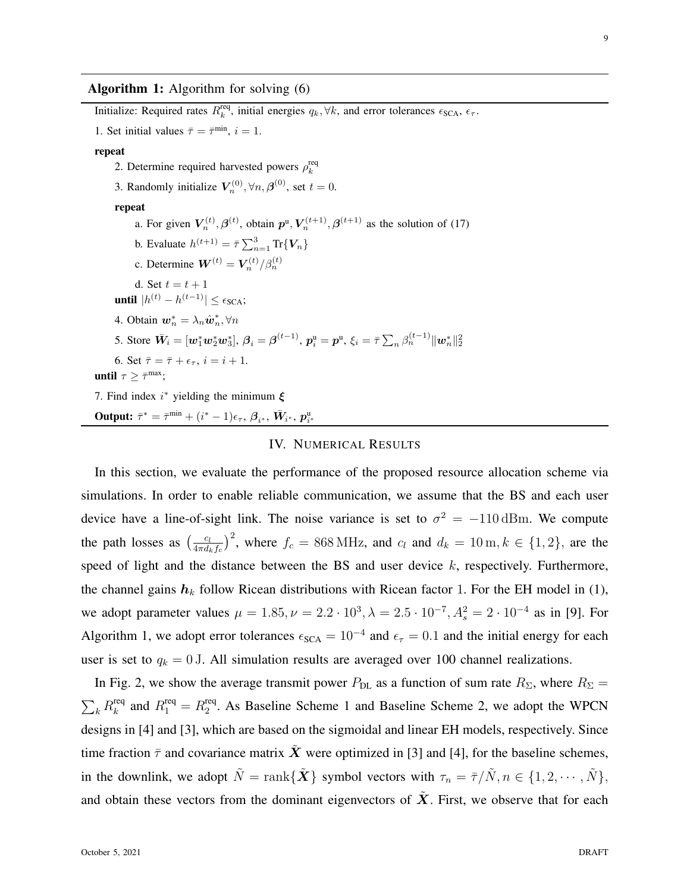**Algorithm 1:** Algorithm for solving (6)

Initialize: Required rates $R_k^{\text{req}}$, initial energies $q_k, \forall k$, and error tolerances $\epsilon_{\text{SCA}}$, $\epsilon_\tau$.

1. Set initial values $\bar{\tau} = \bar{\tau}^{\min}$, $i = 1$.

**repeat**

2. Determine required harvested powers $\rho_k^{\text{req}}$
3. Randomly initialize $\boldsymbol{V}_n^{(0)}, \forall n, \boldsymbol{\beta}^{(0)}$, set $t = 0$.

**repeat**

a. For given $\boldsymbol{V}_n^{(t)}, \boldsymbol{\beta}^{(t)}$, obtain $\boldsymbol{p}^{\text{u}}, \boldsymbol{V}_n^{(t+1)}, \boldsymbol{\beta}^{(t+1)}$ as the solution of (17)

b. Evaluate $h^{(t+1)} = \bar{\tau} \sum_{n=1}^{3} \text{Tr}\{\boldsymbol{V}_n\}$

c. Determine $\boldsymbol{W}^{(t)} = \boldsymbol{V}_n^{(t)} / \beta_n^{(t)}$

d. Set $t = t + 1$

**until** $|h^{(t)} - h^{(t-1)}| \leq \epsilon_{\text{SCA}}$;

4. Obtain $\boldsymbol{w}_n^* = \lambda_n \hat{\boldsymbol{w}}_n^*, \forall n$
5. Store $\bar{\boldsymbol{W}}_i = [\boldsymbol{w}_1^* \boldsymbol{w}_2^* \boldsymbol{w}_3^*]$, $\boldsymbol{\beta}_i = \boldsymbol{\beta}^{(t-1)}$, $\boldsymbol{p}_i^{\text{u}} = \boldsymbol{p}^{\text{u}}$, $\xi_i = \bar{\tau} \sum_n \beta_n^{(t-1)} \|\boldsymbol{w}_n^*\|_2^2$
6. Set $\bar{\tau} = \bar{\tau} + \epsilon_\tau$, $i = i + 1$.

**until** $\tau \geq \bar{\tau}^{\max}$;

7. Find index $i^*$ yielding the minimum $\boldsymbol{\xi}$

**Output:** $\bar{\tau}^* = \bar{\tau}^{\min} + (i^* - 1)\epsilon_\tau$, $\boldsymbol{\beta}_{i^*}$, $\bar{\boldsymbol{W}}_{i^*}$, $\boldsymbol{p}_{i^*}^{\text{u}}$

## IV. Numerical Results

In this section, we evaluate the performance of the proposed resource allocation scheme via simulations. In order to enable reliable communication, we assume that the BS and each user device have a line-of-sight link. The noise variance is set to $\sigma^2 = -110\,\text{dBm}$. We compute the path losses as $\left(\frac{c_l}{4\pi d_k f_c}\right)^2$, where $f_c = 868\,\text{MHz}$, and $c_l$ and $d_k = 10\,\text{m}, k \in \{1, 2\}$, are the speed of light and the distance between the BS and user device $k$, respectively. Furthermore, the channel gains $\boldsymbol{h}_k$ follow Ricean distributions with Ricean factor 1. For the EH model in (1), we adopt parameter values $\mu = 1.85, \nu = 2.2 \cdot 10^3, \lambda = 2.5 \cdot 10^{-7}, A_s^2 = 2 \cdot 10^{-4}$ as in [9]. For Algorithm 1, we adopt error tolerances $\epsilon_{\text{SCA}} = 10^{-4}$ and $\epsilon_\tau = 0.1$ and the initial energy for each user is set to $q_k = 0\,\text{J}$. All simulation results are averaged over 100 channel realizations.

In Fig. 2, we show the average transmit power $P_{\text{DL}}$ as a function of sum rate $R_\Sigma$, where $R_\Sigma = \sum_k R_k^{\text{req}}$ and $R_1^{\text{req}} = R_2^{\text{req}}$. As Baseline Scheme 1 and Baseline Scheme 2, we adopt the WPCN designs in [4] and [3], which are based on the sigmoidal and linear EH models, respectively. Since time fraction $\bar{\tau}$ and covariance matrix $\tilde{\boldsymbol{X}}$ were optimized in [3] and [4], for the baseline schemes, in the downlink, we adopt $\tilde{N} = \text{rank}\{\tilde{\boldsymbol{X}}\}$ symbol vectors with $\tau_n = \bar{\tau}/\tilde{N}, n \in \{1, 2, \cdots, \tilde{N}\}$, and obtain these vectors from the dominant eigenvectors of $\tilde{\boldsymbol{X}}$. First, we observe that for each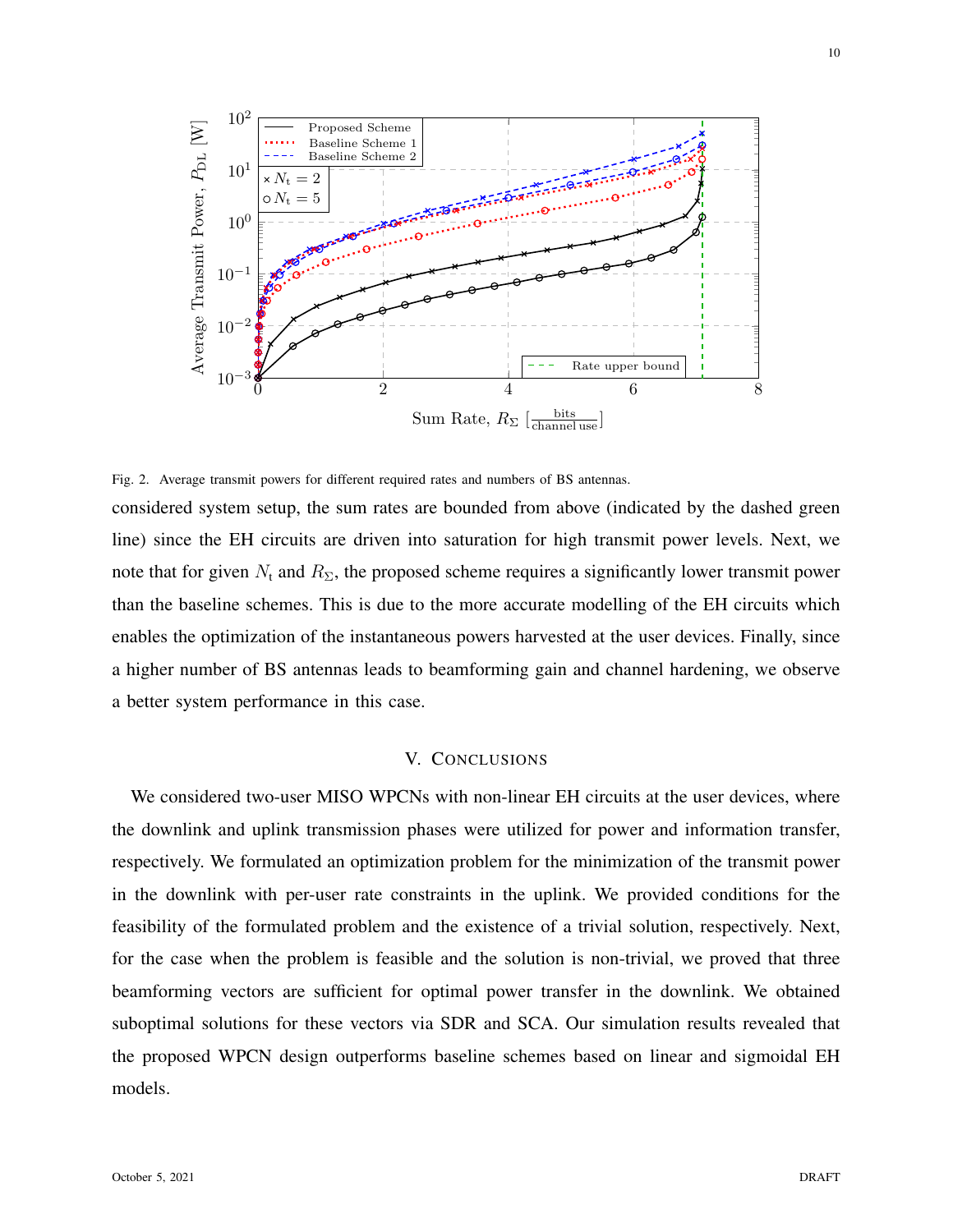Fig. 2. Average transmit powers for different required rates and numbers of BS antennas.

considered system setup, the sum rates are bounded from above (indicated by the dashed green line) since the EH circuits are driven into saturation for high transmit power levels. Next, we note that for given $N_\mathrm{t}$ and $R_\Sigma$, the proposed scheme requires a significantly lower transmit power than the baseline schemes. This is due to the more accurate modelling of the EH circuits which enables the optimization of the instantaneous powers harvested at the user devices. Finally, since a higher number of BS antennas leads to beamforming gain and channel hardening, we observe a better system performance in this case.

## V. Conclusions

We considered two-user MISO WPCNs with non-linear EH circuits at the user devices, where the downlink and uplink transmission phases were utilized for power and information transfer, respectively. We formulated an optimization problem for the minimization of the transmit power in the downlink with per-user rate constraints in the uplink. We provided conditions for the feasibility of the formulated problem and the existence of a trivial solution, respectively. Next, for the case when the problem is feasible and the solution is non-trivial, we proved that three beamforming vectors are sufficient for optimal power transfer in the downlink. We obtained suboptimal solutions for these vectors via SDR and SCA. Our simulation results revealed that the proposed WPCN design outperforms baseline schemes based on linear and sigmoidal EH models.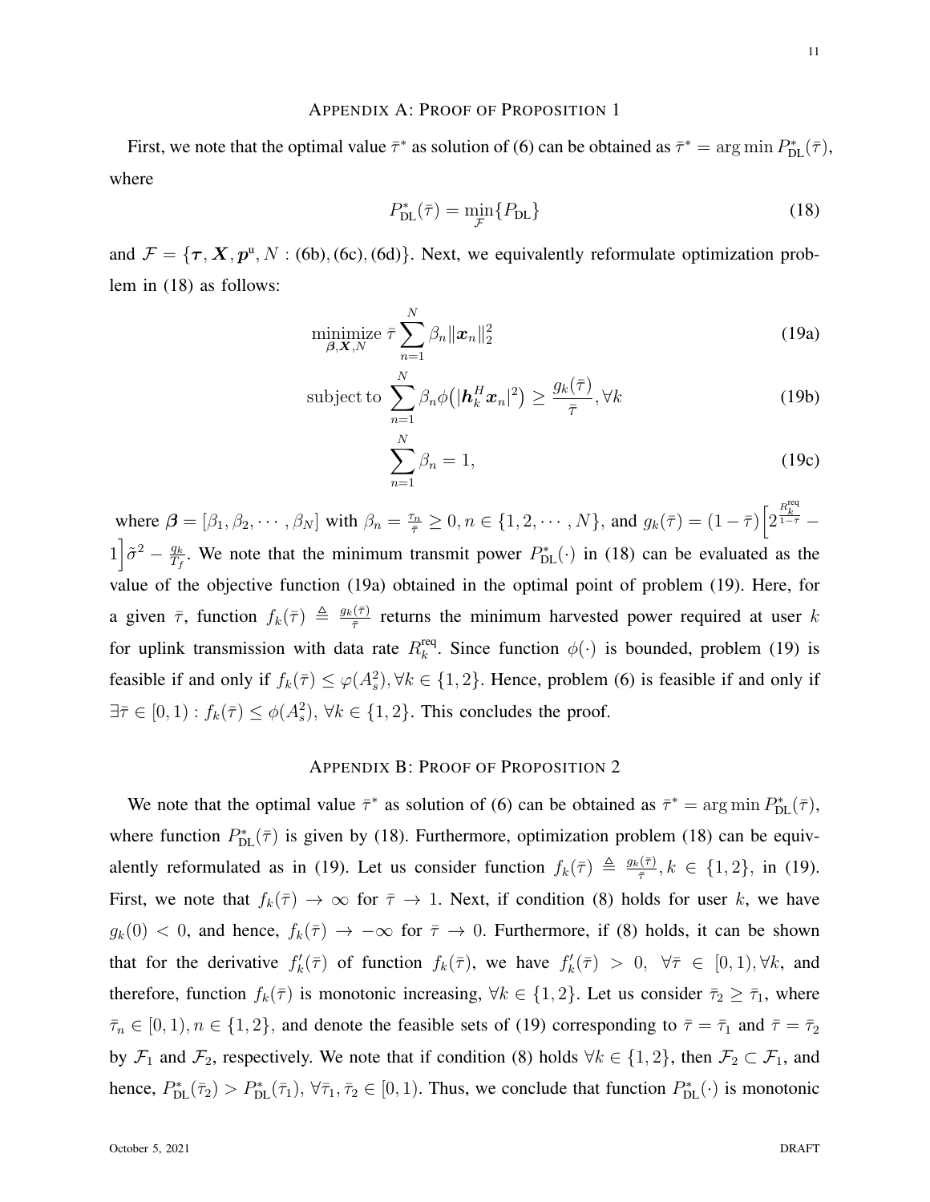## Appendix A: Proof of Proposition 1

First, we note that the optimal value $\bar{\tau}^*$ as solution of (6) can be obtained as $\bar{\tau}^* = \arg\min P_{\text{DL}}^*(\bar{\tau})$, where

$$P_{\text{DL}}^*(\bar{\tau}) = \min_{\mathcal{F}}\{P_{\text{DL}}\} \tag{18}$$

and $\mathcal{F} = \{\boldsymbol{\tau}, \boldsymbol{X}, \boldsymbol{p}^{\text{u}}, N : \text{(6b)}, \text{(6c)}, \text{(6d)}\}$. Next, we equivalently reformulate optimization problem in (18) as follows:

$$\underset{\boldsymbol{\beta},\boldsymbol{X},N}{\text{minimize}}\ \bar{\tau}\sum_{n=1}^{N}\beta_n\|\boldsymbol{x}_n\|_2^2 \tag{19a}$$

$$\text{subject to}\ \sum_{n=1}^{N}\beta_n\phi\big(|\boldsymbol{h}_k^H\boldsymbol{x}_n|^2\big) \geq \frac{g_k(\bar{\tau})}{\bar{\tau}}, \forall k \tag{19b}$$

$$\sum_{n=1}^{N}\beta_n = 1, \tag{19c}$$

where $\boldsymbol{\beta} = [\beta_1, \beta_2, \cdots, \beta_N]$ with $\beta_n = \frac{\tau_n}{\bar{\tau}} \geq 0, n \in \{1, 2, \cdots, N\}$, and $g_k(\bar{\tau}) = (1-\bar{\tau})\Big[2^{\frac{R_k^{\text{req}}}{1-\bar{\tau}}} - 1\Big]\tilde{\sigma}^2 - \frac{q_k}{T_f}$. We note that the minimum transmit power $P_{\text{DL}}^*(\cdot)$ in (18) can be evaluated as the value of the objective function (19a) obtained in the optimal point of problem (19). Here, for a given $\bar{\tau}$, function $f_k(\bar{\tau}) \triangleq \frac{g_k(\bar{\tau})}{\bar{\tau}}$ returns the minimum harvested power required at user $k$ for uplink transmission with data rate $R_k^{\text{req}}$. Since function $\phi(\cdot)$ is bounded, problem (19) is feasible if and only if $f_k(\bar{\tau}) \leq \varphi(A_s^2), \forall k \in \{1, 2\}$. Hence, problem (6) is feasible if and only if $\exists \bar{\tau} \in [0, 1) : f_k(\bar{\tau}) \leq \phi(A_s^2),\ \forall k \in \{1, 2\}$. This concludes the proof.

## Appendix B: Proof of Proposition 2

We note that the optimal value $\bar{\tau}^*$ as solution of (6) can be obtained as $\bar{\tau}^* = \arg\min P_{\text{DL}}^*(\bar{\tau})$, where function $P_{\text{DL}}^*(\bar{\tau})$ is given by (18). Furthermore, optimization problem (18) can be equivalently reformulated as in (19). Let us consider function $f_k(\bar{\tau}) \triangleq \frac{g_k(\bar{\tau})}{\bar{\tau}}, k \in \{1, 2\}$, in (19). First, we note that $f_k(\bar{\tau}) \to \infty$ for $\bar{\tau} \to 1$. Next, if condition (8) holds for user $k$, we have $g_k(0) < 0$, and hence, $f_k(\bar{\tau}) \to -\infty$ for $\bar{\tau} \to 0$. Furthermore, if (8) holds, it can be shown that for the derivative $f_k'(\bar{\tau})$ of function $f_k(\bar{\tau})$, we have $f_k'(\bar{\tau}) > 0,\ \forall \bar{\tau} \in [0, 1), \forall k$, and therefore, function $f_k(\bar{\tau})$ is monotonic increasing, $\forall k \in \{1, 2\}$. Let us consider $\bar{\tau}_2 \geq \bar{\tau}_1$, where $\bar{\tau}_n \in [0, 1), n \in \{1, 2\}$, and denote the feasible sets of (19) corresponding to $\bar{\tau} = \bar{\tau}_1$ and $\bar{\tau} = \bar{\tau}_2$ by $\mathcal{F}_1$ and $\mathcal{F}_2$, respectively. We note that if condition (8) holds $\forall k \in \{1, 2\}$, then $\mathcal{F}_2 \subset \mathcal{F}_1$, and hence, $P_{\text{DL}}^*(\bar{\tau}_2) > P_{\text{DL}}^*(\bar{\tau}_1)$, $\forall \bar{\tau}_1, \bar{\tau}_2 \in [0, 1)$. Thus, we conclude that function $P_{\text{DL}}^*(\cdot)$ is monotonic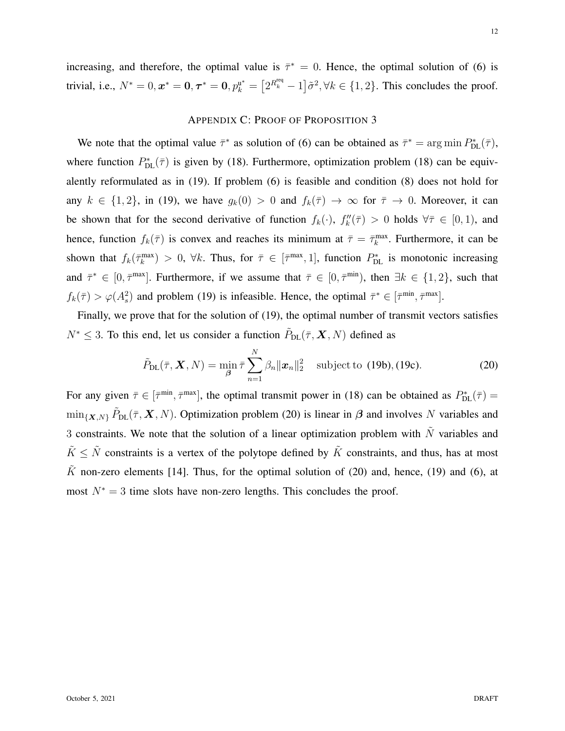increasing, and therefore, the optimal value is $\bar{\tau}^* = 0$. Hence, the optimal solution of (6) is trivial, i.e., $N^* = 0, \boldsymbol{x}^* = \mathbf{0}, \boldsymbol{\tau}^* = \mathbf{0}, p_k^{\mathrm{u}^*} = \left[2^{R_k^{\mathrm{req}}} - 1\right]\tilde{\sigma}^2, \forall k \in \{1,2\}$. This concludes the proof.

## Appendix C: Proof of Proposition 3

We note that the optimal value $\bar{\tau}^*$ as solution of (6) can be obtained as $\bar{\tau}^* = \arg\min P_{\mathrm{DL}}^*(\bar{\tau})$, where function $P_{\mathrm{DL}}^*(\bar{\tau})$ is given by (18). Furthermore, optimization problem (18) can be equivalently reformulated as in (19). If problem (6) is feasible and condition (8) does not hold for any $k \in \{1,2\}$, in (19), we have $g_k(0) > 0$ and $f_k(\bar{\tau}) \to \infty$ for $\bar{\tau} \to 0$. Moreover, it can be shown that for the second derivative of function $f_k(\cdot)$, $f_k''(\bar{\tau}) > 0$ holds $\forall \bar{\tau} \in [0,1)$, and hence, function $f_k(\bar{\tau})$ is convex and reaches its minimum at $\bar{\tau} = \bar{\tau}_k^{\max}$. Furthermore, it can be shown that $f_k(\bar{\tau}_k^{\max}) > 0$, $\forall k$. Thus, for $\bar{\tau} \in [\bar{\tau}^{\max}, 1]$, function $P_{\mathrm{DL}}^*$ is monotonic increasing and $\bar{\tau}^* \in [0, \bar{\tau}^{\max}]$. Furthermore, if we assume that $\bar{\tau} \in [0, \bar{\tau}^{\min})$, then $\exists k \in \{1,2\}$, such that $f_k(\bar{\tau}) > \varphi(A_s^2)$ and problem (19) is infeasible. Hence, the optimal $\bar{\tau}^* \in [\bar{\tau}^{\min}, \bar{\tau}^{\max}]$.

Finally, we prove that for the solution of (19), the optimal number of transmit vectors satisfies $N^* \leq 3$. To this end, let us consider a function $\tilde{P}_{\mathrm{DL}}(\bar{\tau}, \boldsymbol{X}, N)$ defined as

$$\tilde{P}_{\mathrm{DL}}(\bar{\tau}, \boldsymbol{X}, N) = \min_{\boldsymbol{\beta}} \bar{\tau} \sum_{n=1}^{N} \beta_n \|\boldsymbol{x}_n\|_2^2 \quad \text{subject to (19b), (19c).} \tag{20}$$

For any given $\bar{\tau} \in [\bar{\tau}^{\min}, \bar{\tau}^{\max}]$, the optimal transmit power in (18) can be obtained as $P_{\mathrm{DL}}^*(\bar{\tau}) = \min_{\{\boldsymbol{X}, N\}} \tilde{P}_{\mathrm{DL}}(\bar{\tau}, \boldsymbol{X}, N)$. Optimization problem (20) is linear in $\boldsymbol{\beta}$ and involves $N$ variables and 3 constraints. We note that the solution of a linear optimization problem with $\tilde{N}$ variables and $\tilde{K} \leq \tilde{N}$ constraints is a vertex of the polytope defined by $\tilde{K}$ constraints, and thus, has at most $\tilde{K}$ non-zero elements [14]. Thus, for the optimal solution of (20) and, hence, (19) and (6), at most $N^* = 3$ time slots have non-zero lengths. This concludes the proof.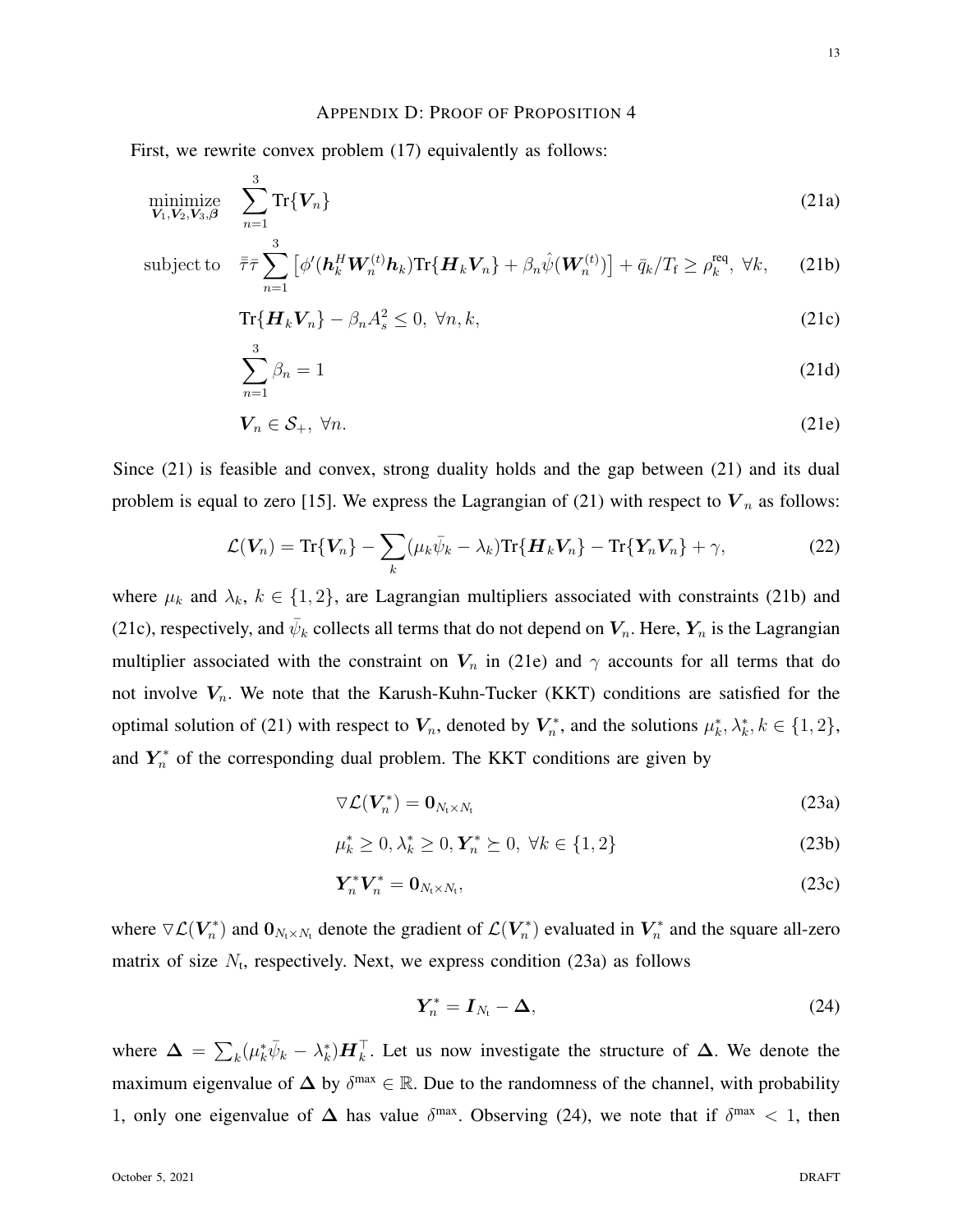## Appendix D: Proof of Proposition 4

First, we rewrite convex problem (17) equivalently as follows:

$$\underset{\boldsymbol{V}_1,\boldsymbol{V}_2,\boldsymbol{V}_3,\boldsymbol{\beta}}{\text{minimize}} \quad \sum_{n=1}^{3} \text{Tr}\{\boldsymbol{V}_n\} \tag{21a}$$

$$\text{subject to} \quad \bar{\bar{\tau}}\bar{\tau}\sum_{n=1}^{3}\left[\phi'(\boldsymbol{h}_k^H\boldsymbol{W}_n^{(t)}\boldsymbol{h}_k)\text{Tr}\{\boldsymbol{H}_k\boldsymbol{V}_n\} + \beta_n\hat{\psi}(\boldsymbol{W}_n^{(t)})\right] + \bar{q}_k/T_\text{f} \geq \rho_k^\text{req},\ \forall k, \tag{21b}$$

$$\text{Tr}\{\boldsymbol{H}_k\boldsymbol{V}_n\} - \beta_n A_s^2 \leq 0,\ \forall n,k, \tag{21c}$$

$$\sum_{n=1}^{3}\beta_n = 1 \tag{21d}$$

$$\boldsymbol{V}_n \in \mathcal{S}_+,\ \forall n. \tag{21e}$$

Since (21) is feasible and convex, strong duality holds and the gap between (21) and its dual problem is equal to zero [15]. We express the Lagrangian of (21) with respect to $\boldsymbol{V}_n$ as follows:

$$\mathcal{L}(\boldsymbol{V}_n) = \text{Tr}\{\boldsymbol{V}_n\} - \sum_k(\mu_k\bar{\psi}_k - \lambda_k)\text{Tr}\{\boldsymbol{H}_k\boldsymbol{V}_n\} - \text{Tr}\{\boldsymbol{Y}_n\boldsymbol{V}_n\} + \gamma, \tag{22}$$

where $\mu_k$ and $\lambda_k$, $k \in \{1,2\}$, are Lagrangian multipliers associated with constraints (21b) and (21c), respectively, and $\bar{\psi}_k$ collects all terms that do not depend on $\boldsymbol{V}_n$. Here, $\boldsymbol{Y}_n$ is the Lagrangian multiplier associated with the constraint on $\boldsymbol{V}_n$ in (21e) and $\gamma$ accounts for all terms that do not involve $\boldsymbol{V}_n$. We note that the Karush-Kuhn-Tucker (KKT) conditions are satisfied for the optimal solution of (21) with respect to $\boldsymbol{V}_n$, denoted by $\boldsymbol{V}_n^*$, and the solutions $\mu_k^*, \lambda_k^*, k \in \{1,2\}$, and $\boldsymbol{Y}_n^*$ of the corresponding dual problem. The KKT conditions are given by

$$\triangledown\mathcal{L}(\boldsymbol{V}_n^*) = \boldsymbol{0}_{N_\text{t}\times N_\text{t}} \tag{23a}$$

$$\mu_k^* \geq 0, \lambda_k^* \geq 0, \boldsymbol{Y}_n^* \succeq 0,\ \forall k \in \{1,2\} \tag{23b}$$

$$\boldsymbol{Y}_n^*\boldsymbol{V}_n^* = \boldsymbol{0}_{N_\text{t}\times N_\text{t}}, \tag{23c}$$

where $\triangledown\mathcal{L}(\boldsymbol{V}_n^*)$ and $\boldsymbol{0}_{N_\text{t}\times N_\text{t}}$ denote the gradient of $\mathcal{L}(\boldsymbol{V}_n^*)$ evaluated in $\boldsymbol{V}_n^*$ and the square all-zero matrix of size $N_\text{t}$, respectively. Next, we express condition (23a) as follows

$$\boldsymbol{Y}_n^* = \boldsymbol{I}_{N_\text{t}} - \boldsymbol{\Delta}, \tag{24}$$

where $\boldsymbol{\Delta} = \sum_k(\mu_k^*\bar{\psi}_k - \lambda_k^*)\boldsymbol{H}_k^\top$. Let us now investigate the structure of $\boldsymbol{\Delta}$. We denote the maximum eigenvalue of $\boldsymbol{\Delta}$ by $\delta^\text{max} \in \mathbb{R}$. Due to the randomness of the channel, with probability 1, only one eigenvalue of $\boldsymbol{\Delta}$ has value $\delta^\text{max}$. Observing (24), we note that if $\delta^\text{max} < 1$, then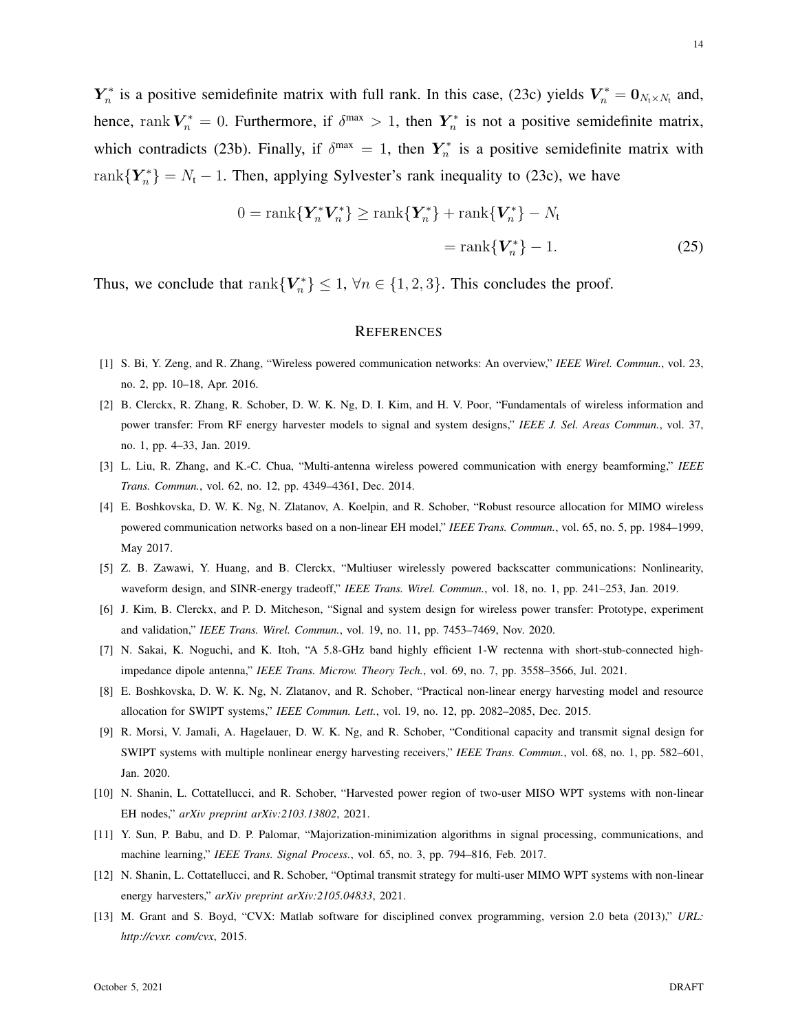$\boldsymbol{Y}_n^*$ is a positive semidefinite matrix with full rank. In this case, (23c) yields $\boldsymbol{V}_n^* = \boldsymbol{0}_{N_\text{t} \times N_\text{t}}$ and, hence, $\operatorname{rank} \boldsymbol{V}_n^* = 0$. Furthermore, if $\delta^{\max} > 1$, then $\boldsymbol{Y}_n^*$ is not a positive semidefinite matrix, which contradicts (23b). Finally, if $\delta^{\max} = 1$, then $\boldsymbol{Y}_n^*$ is a positive semidefinite matrix with $\operatorname{rank}\{\boldsymbol{Y}_n^*\} = N_\text{t} - 1$. Then, applying Sylvester's rank inequality to (23c), we have

$$
\begin{aligned}
0 = \operatorname{rank}\{\boldsymbol{Y}_n^* \boldsymbol{V}_n^*\} &\geq \operatorname{rank}\{\boldsymbol{Y}_n^*\} + \operatorname{rank}\{\boldsymbol{V}_n^*\} - N_\text{t} \\
&= \operatorname{rank}\{\boldsymbol{V}_n^*\} - 1. \qquad (25)
\end{aligned}
$$

Thus, we conclude that $\operatorname{rank}\{\boldsymbol{V}_n^*\} \leq 1$, $\forall n \in \{1, 2, 3\}$. This concludes the proof.

## References

[1] S. Bi, Y. Zeng, and R. Zhang, "Wireless powered communication networks: An overview," *IEEE Wirel. Commun.*, vol. 23, no. 2, pp. 10–18, Apr. 2016.

[2] B. Clerckx, R. Zhang, R. Schober, D. W. K. Ng, D. I. Kim, and H. V. Poor, "Fundamentals of wireless information and power transfer: From RF energy harvester models to signal and system designs," *IEEE J. Sel. Areas Commun.*, vol. 37, no. 1, pp. 4–33, Jan. 2019.

[3] L. Liu, R. Zhang, and K.-C. Chua, "Multi-antenna wireless powered communication with energy beamforming," *IEEE Trans. Commun.*, vol. 62, no. 12, pp. 4349–4361, Dec. 2014.

[4] E. Boshkovska, D. W. K. Ng, N. Zlatanov, A. Koelpin, and R. Schober, "Robust resource allocation for MIMO wireless powered communication networks based on a non-linear EH model," *IEEE Trans. Commun.*, vol. 65, no. 5, pp. 1984–1999, May 2017.

[5] Z. B. Zawawi, Y. Huang, and B. Clerckx, "Multiuser wirelessly powered backscatter communications: Nonlinearity, waveform design, and SINR-energy tradeoff," *IEEE Trans. Wirel. Commun.*, vol. 18, no. 1, pp. 241–253, Jan. 2019.

[6] J. Kim, B. Clerckx, and P. D. Mitcheson, "Signal and system design for wireless power transfer: Prototype, experiment and validation," *IEEE Trans. Wirel. Commun.*, vol. 19, no. 11, pp. 7453–7469, Nov. 2020.

[7] N. Sakai, K. Noguchi, and K. Itoh, "A 5.8-GHz band highly efficient 1-W rectenna with short-stub-connected high-impedance dipole antenna," *IEEE Trans. Microw. Theory Tech.*, vol. 69, no. 7, pp. 3558–3566, Jul. 2021.

[8] E. Boshkovska, D. W. K. Ng, N. Zlatanov, and R. Schober, "Practical non-linear energy harvesting model and resource allocation for SWIPT systems," *IEEE Commun. Lett.*, vol. 19, no. 12, pp. 2082–2085, Dec. 2015.

[9] R. Morsi, V. Jamali, A. Hagelauer, D. W. K. Ng, and R. Schober, "Conditional capacity and transmit signal design for SWIPT systems with multiple nonlinear energy harvesting receivers," *IEEE Trans. Commun.*, vol. 68, no. 1, pp. 582–601, Jan. 2020.

[10] N. Shanin, L. Cottatellucci, and R. Schober, "Harvested power region of two-user MISO WPT systems with non-linear EH nodes," *arXiv preprint arXiv:2103.13802*, 2021.

[11] Y. Sun, P. Babu, and D. P. Palomar, "Majorization-minimization algorithms in signal processing, communications, and machine learning," *IEEE Trans. Signal Process.*, vol. 65, no. 3, pp. 794–816, Feb. 2017.

[12] N. Shanin, L. Cottatellucci, and R. Schober, "Optimal transmit strategy for multi-user MIMO WPT systems with non-linear energy harvesters," *arXiv preprint arXiv:2105.04833*, 2021.

[13] M. Grant and S. Boyd, "CVX: Matlab software for disciplined convex programming, version 2.0 beta (2013)," *URL: http://cvxr. com/cvx*, 2015.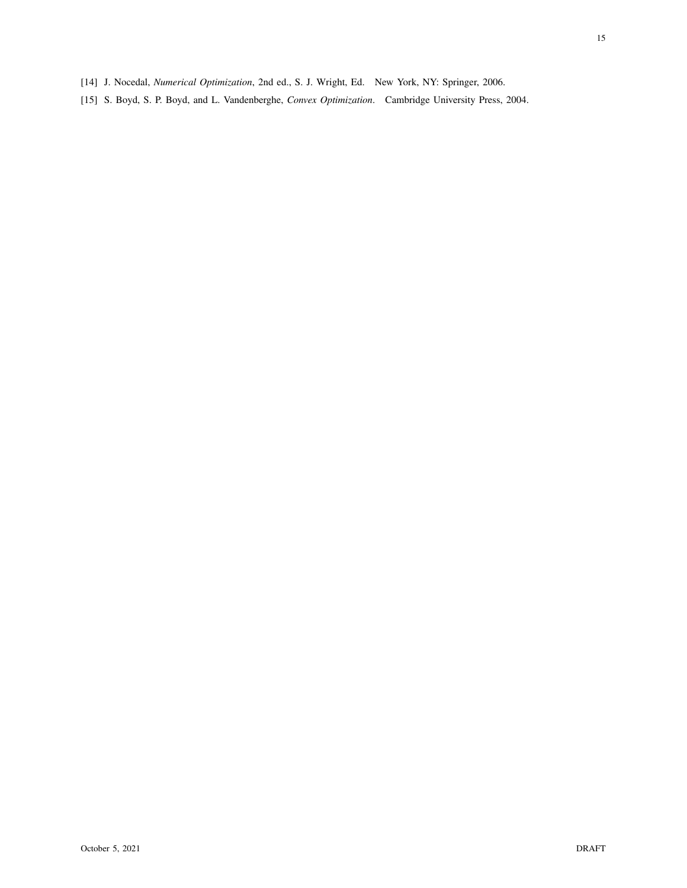[14] J. Nocedal, *Numerical Optimization*, 2nd ed., S. J. Wright, Ed. New York, NY: Springer, 2006.

[15] S. Boyd, S. P. Boyd, and L. Vandenberghe, *Convex Optimization*. Cambridge University Press, 2004.